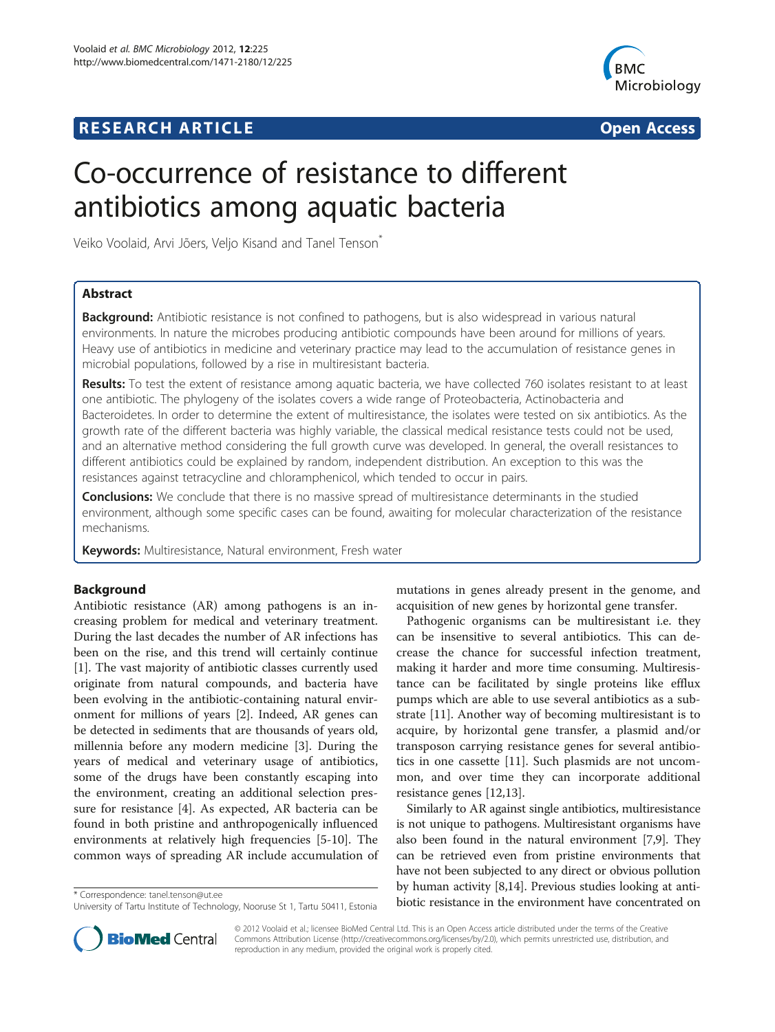**RESEARCH ARTICLE** **Open Access**

# Co-occurrence of resistance to different antibiotics among aquatic bacteria

Veiko Voolaid, Arvi Jõers, Veljo Kisand and Tanel Tenson[*]

## Abstract

**Background:** Antibiotic resistance is not confined to pathogens, but is also widespread in various natural environments. In nature the microbes producing antibiotic compounds have been around for millions of years. Heavy use of antibiotics in medicine and veterinary practice may lead to the accumulation of resistance genes in microbial populations, followed by a rise in multiresistant bacteria.

**Results:** To test the extent of resistance among aquatic bacteria, we have collected 760 isolates resistant to at least one antibiotic. The phylogeny of the isolates covers a wide range of Proteobacteria, Actinobacteria and Bacteroidetes. In order to determine the extent of multiresistance, the isolates were tested on six antibiotics. As the growth rate of the different bacteria was highly variable, the classical medical resistance tests could not be used, and an alternative method considering the full growth curve was developed. In general, the overall resistances to different antibiotics could be explained by random, independent distribution. An exception to this was the resistances against tetracycline and chloramphenicol, which tended to occur in pairs.

**Conclusions:** We conclude that there is no massive spread of multiresistance determinants in the studied environment, although some specific cases can be found, awaiting for molecular characterization of the resistance mechanisms.

**Keywords:** Multiresistance, Natural environment, Fresh water

## Background

Antibiotic resistance (AR) among pathogens is an increasing problem for medical and veterinary treatment. During the last decades the number of AR infections has been on the rise, and this trend will certainly continue [1]. The vast majority of antibiotic classes currently used originate from natural compounds, and bacteria have been evolving in the antibiotic-containing natural environment for millions of years [2]. Indeed, AR genes can be detected in sediments that are thousands of years old, millennia before any modern medicine [3]. During the years of medical and veterinary usage of antibiotics, some of the drugs have been constantly escaping into the environment, creating an additional selection pressure for resistance [4]. As expected, AR bacteria can be found in both pristine and anthropogenically influenced environments at relatively high frequencies [5-10]. The common ways of spreading AR include accumulation of mutations in genes already present in the genome, and acquisition of new genes by horizontal gene transfer.

Pathogenic organisms can be multiresistant i.e. they can be insensitive to several antibiotics. This can decrease the chance for successful infection treatment, making it harder and more time consuming. Multiresistance can be facilitated by single proteins like efflux pumps which are able to use several antibiotics as a substrate [11]. Another way of becoming multiresistant is to acquire, by horizontal gene transfer, a plasmid and/or transposon carrying resistance genes for several antibiotics in one cassette [11]. Such plasmids are not uncommon, and over time they can incorporate additional resistance genes [12,13].

Similarly to AR against single antibiotics, multiresistance is not unique to pathogens. Multiresistant organisms have also been found in the natural environment [7,9]. They can be retrieved even from pristine environments that have not been subjected to any direct or obvious pollution by human activity [8,14]. Previous studies looking at antibiotic resistance in the environment have concentrated on

\* Correspondence: tanel.tenson@ut.ee
University of Tartu Institute of Technology, Nooruse St 1, Tartu 50411, Estonia

© 2012 Voolaid et al.; licensee BioMed Central Ltd. This is an Open Access article distributed under the terms of the Creative Commons Attribution License (http://creativecommons.org/licenses/by/2.0), which permits unrestricted use, distribution, and reproduction in any medium, provided the original work is properly cited.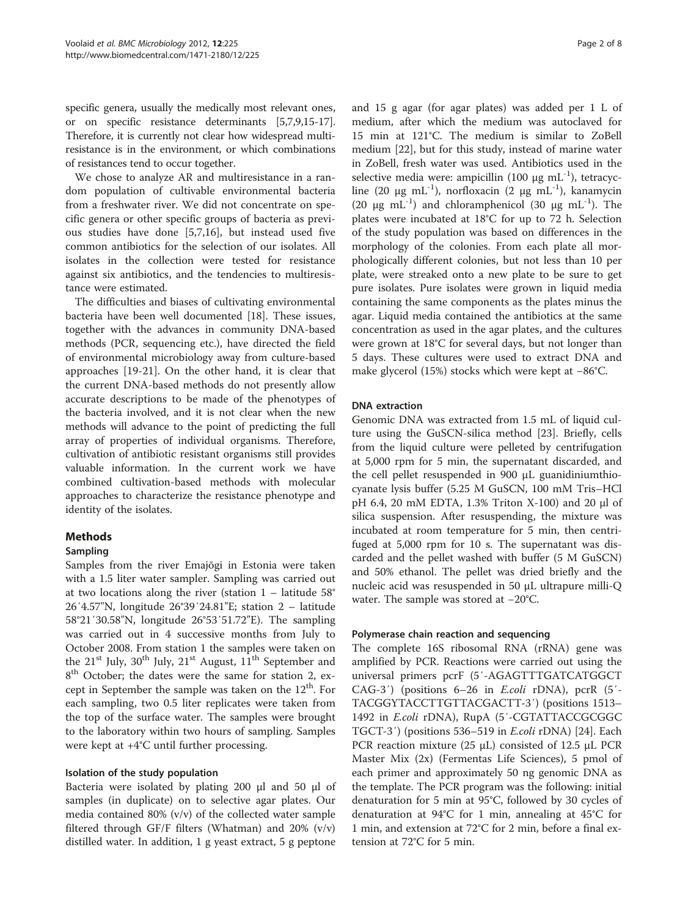specific genera, usually the medically most relevant ones, or on specific resistance determinants [5,7,9,15-17]. Therefore, it is currently not clear how widespread multiresistance is in the environment, or which combinations of resistances tend to occur together.

We chose to analyze AR and multiresistance in a random population of cultivable environmental bacteria from a freshwater river. We did not concentrate on specific genera or other specific groups of bacteria as previous studies have done [5,7,16], but instead used five common antibiotics for the selection of our isolates. All isolates in the collection were tested for resistance against six antibiotics, and the tendencies to multiresistance were estimated.

The difficulties and biases of cultivating environmental bacteria have been well documented [18]. These issues, together with the advances in community DNA-based methods (PCR, sequencing etc.), have directed the field of environmental microbiology away from culture-based approaches [19-21]. On the other hand, it is clear that the current DNA-based methods do not presently allow accurate descriptions to be made of the phenotypes of the bacteria involved, and it is not clear when the new methods will advance to the point of predicting the full array of properties of individual organisms. Therefore, cultivation of antibiotic resistant organisms still provides valuable information. In the current work we have combined cultivation-based methods with molecular approaches to characterize the resistance phenotype and identity of the isolates.

## Methods

### Sampling

Samples from the river Emajõgi in Estonia were taken with a 1.5 liter water sampler. Sampling was carried out at two locations along the river (station 1 – latitude 58° 26′4.57"N, longitude 26°39′24.81"E; station 2 – latitude 58°21′30.58"N, longitude 26°53′51.72"E). The sampling was carried out in 4 successive months from July to October 2008. From station 1 the samples were taken on the 21st July, 30th July, 21st August, 11th September and 8th October; the dates were the same for station 2, except in September the sample was taken on the 12th. For each sampling, two 0.5 liter replicates were taken from the top of the surface water. The samples were brought to the laboratory within two hours of sampling. Samples were kept at +4°C until further processing.

### Isolation of the study population

Bacteria were isolated by plating 200 μl and 50 μl of samples (in duplicate) on to selective agar plates. Our media contained 80% (v/v) of the collected water sample filtered through GF/F filters (Whatman) and 20% (v/v) distilled water. In addition, 1 g yeast extract, 5 g peptone and 15 g agar (for agar plates) was added per 1 L of medium, after which the medium was autoclaved for 15 min at 121°C. The medium is similar to ZoBell medium [22], but for this study, instead of marine water in ZoBell, fresh water was used. Antibiotics used in the selective media were: ampicillin (100 μg $mL^{-1}$), tetracycline (20 μg $mL^{-1}$), norfloxacin (2 μg $mL^{-1}$), kanamycin (20 μg $mL^{-1}$) and chloramphenicol (30 μg $mL^{-1}$). The plates were incubated at 18°C for up to 72 h. Selection of the study population was based on differences in the morphology of the colonies. From each plate all morphologically different colonies, but not less than 10 per plate, were streaked onto a new plate to be sure to get pure isolates. Pure isolates were grown in liquid media containing the same components as the plates minus the agar. Liquid media contained the antibiotics at the same concentration as used in the agar plates, and the cultures were grown at 18°C for several days, but not longer than 5 days. These cultures were used to extract DNA and make glycerol (15%) stocks which were kept at −86°C.

### DNA extraction

Genomic DNA was extracted from 1.5 mL of liquid culture using the GuSCN-silica method [23]. Briefly, cells from the liquid culture were pelleted by centrifugation at 5,000 rpm for 5 min, the supernatant discarded, and the cell pellet resuspended in 900 μL guanidiniumthiocyanate lysis buffer (5.25 M GuSCN, 100 mM Tris−HCl pH 6.4, 20 mM EDTA, 1.3% Triton X-100) and 20 μl of silica suspension. After resuspending, the mixture was incubated at room temperature for 5 min, then centrifuged at 5,000 rpm for 10 s. The supernatant was discarded and the pellet washed with buffer (5 M GuSCN) and 50% ethanol. The pellet was dried briefly and the nucleic acid was resuspended in 50 μL ultrapure milli-Q water. The sample was stored at −20°C.

### Polymerase chain reaction and sequencing

The complete 16S ribosomal RNA (rRNA) gene was amplified by PCR. Reactions were carried out using the universal primers pcrF (5′-AGAGTTTGATCATGGCTCAG-3′) (positions 6–26 in *E.coli* rDNA), pcrR (5′-TACGGYTACCTTGTTACGACTT-3′) (positions 1513–1492 in *E.coli* rDNA), RupA (5′-CGTATTACCGCGGCTGCT-3′) (positions 536–519 in *E.coli* rDNA) [24]. Each PCR reaction mixture (25 μL) consisted of 12.5 μL PCR Master Mix (2x) (Fermentas Life Sciences), 5 pmol of each primer and approximately 50 ng genomic DNA as the template. The PCR program was the following: initial denaturation for 5 min at 95°C, followed by 30 cycles of denaturation at 94°C for 1 min, annealing at 45°C for 1 min, and extension at 72°C for 2 min, before a final extension at 72°C for 5 min.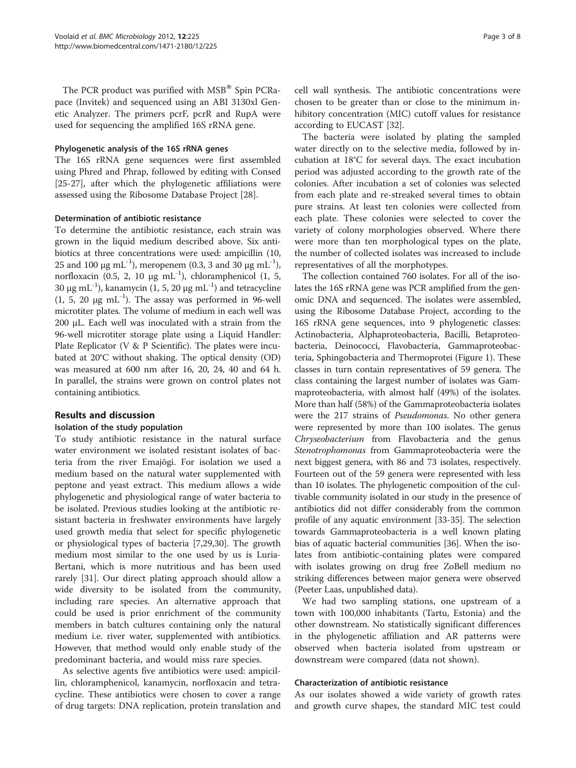The PCR product was purified with MSB® Spin PCRapace (Invitek) and sequenced using an ABI 3130xl Genetic Analyzer. The primers pcrF, pcrR and RupA were used for sequencing the amplified 16S rRNA gene.

#### Phylogenetic analysis of the 16S rRNA genes

The 16S rRNA gene sequences were first assembled using Phred and Phrap, followed by editing with Consed [25-27], after which the phylogenetic affiliations were assessed using the Ribosome Database Project [28].

#### Determination of antibiotic resistance

To determine the antibiotic resistance, each strain was grown in the liquid medium described above. Six antibiotics at three concentrations were used: ampicillin (10, 25 and 100 μg mL$^{-1}$), meropenem (0.3, 3 and 30 μg mL$^{-1}$), norfloxacin (0.5, 2, 10 μg mL$^{-1}$), chloramphenicol (1, 5, 30 μg mL$^{-1}$), kanamycin (1, 5, 20 μg mL$^{-1}$) and tetracycline (1, 5, 20 μg mL$^{-1}$). The assay was performed in 96-well microtiter plates. The volume of medium in each well was 200 μL. Each well was inoculated with a strain from the 96-well microtiter storage plate using a Liquid Handler: Plate Replicator (V & P Scientific). The plates were incubated at 20°C without shaking. The optical density (OD) was measured at 600 nm after 16, 20, 24, 40 and 64 h. In parallel, the strains were grown on control plates not containing antibiotics.

## Results and discussion

### Isolation of the study population

To study antibiotic resistance in the natural surface water environment we isolated resistant isolates of bacteria from the river Emajõgi. For isolation we used a medium based on the natural water supplemented with peptone and yeast extract. This medium allows a wide phylogenetic and physiological range of water bacteria to be isolated. Previous studies looking at the antibiotic resistant bacteria in freshwater environments have largely used growth media that select for specific phylogenetic or physiological types of bacteria [7,29,30]. The growth medium most similar to the one used by us is Luria-Bertani, which is more nutritious and has been used rarely [31]. Our direct plating approach should allow a wide diversity to be isolated from the community, including rare species. An alternative approach that could be used is prior enrichment of the community members in batch cultures containing only the natural medium i.e. river water, supplemented with antibiotics. However, that method would only enable study of the predominant bacteria, and would miss rare species.

As selective agents five antibiotics were used: ampicillin, chloramphenicol, kanamycin, norfloxacin and tetracycline. These antibiotics were chosen to cover a range of drug targets: DNA replication, protein translation and cell wall synthesis. The antibiotic concentrations were chosen to be greater than or close to the minimum inhibitory concentration (MIC) cutoff values for resistance according to EUCAST [32].

The bacteria were isolated by plating the sampled water directly on to the selective media, followed by incubation at 18°C for several days. The exact incubation period was adjusted according to the growth rate of the colonies. After incubation a set of colonies was selected from each plate and re-streaked several times to obtain pure strains. At least ten colonies were collected from each plate. These colonies were selected to cover the variety of colony morphologies observed. Where there were more than ten morphological types on the plate, the number of collected isolates was increased to include representatives of all the morphotypes.

The collection contained 760 isolates. For all of the isolates the 16S rRNA gene was PCR amplified from the genomic DNA and sequenced. The isolates were assembled, using the Ribosome Database Project, according to the 16S rRNA gene sequences, into 9 phylogenetic classes: Actinobacteria, Alphaproteobacteria, Bacilli, Betaproteobacteria, Deinococci, Flavobacteria, Gammaproteobacteria, Sphingobacteria and Thermoprotei (Figure 1). These classes in turn contain representatives of 59 genera. The class containing the largest number of isolates was Gammaproteobacteria, with almost half (49%) of the isolates. More than half (58%) of the Gammaproteobacteria isolates were the 217 strains of *Pseudomonas*. No other genera were represented by more than 100 isolates. The genus *Chryseobacterium* from Flavobacteria and the genus *Stenotrophomonas* from Gammaproteobacteria were the next biggest genera, with 86 and 73 isolates, respectively. Fourteen out of the 59 genera were represented with less than 10 isolates. The phylogenetic composition of the cultivable community isolated in our study in the presence of antibiotics did not differ considerably from the common profile of any aquatic environment [33-35]. The selection towards Gammaproteobacteria is a well known plating bias of aquatic bacterial communities [36]. When the isolates from antibiotic-containing plates were compared with isolates growing on drug free ZoBell medium no striking differences between major genera were observed (Peeter Laas, unpublished data).

We had two sampling stations, one upstream of a town with 100,000 inhabitants (Tartu, Estonia) and the other downstream. No statistically significant differences in the phylogenetic affiliation and AR patterns were observed when bacteria isolated from upstream or downstream were compared (data not shown).

### Characterization of antibiotic resistance

As our isolates showed a wide variety of growth rates and growth curve shapes, the standard MIC test could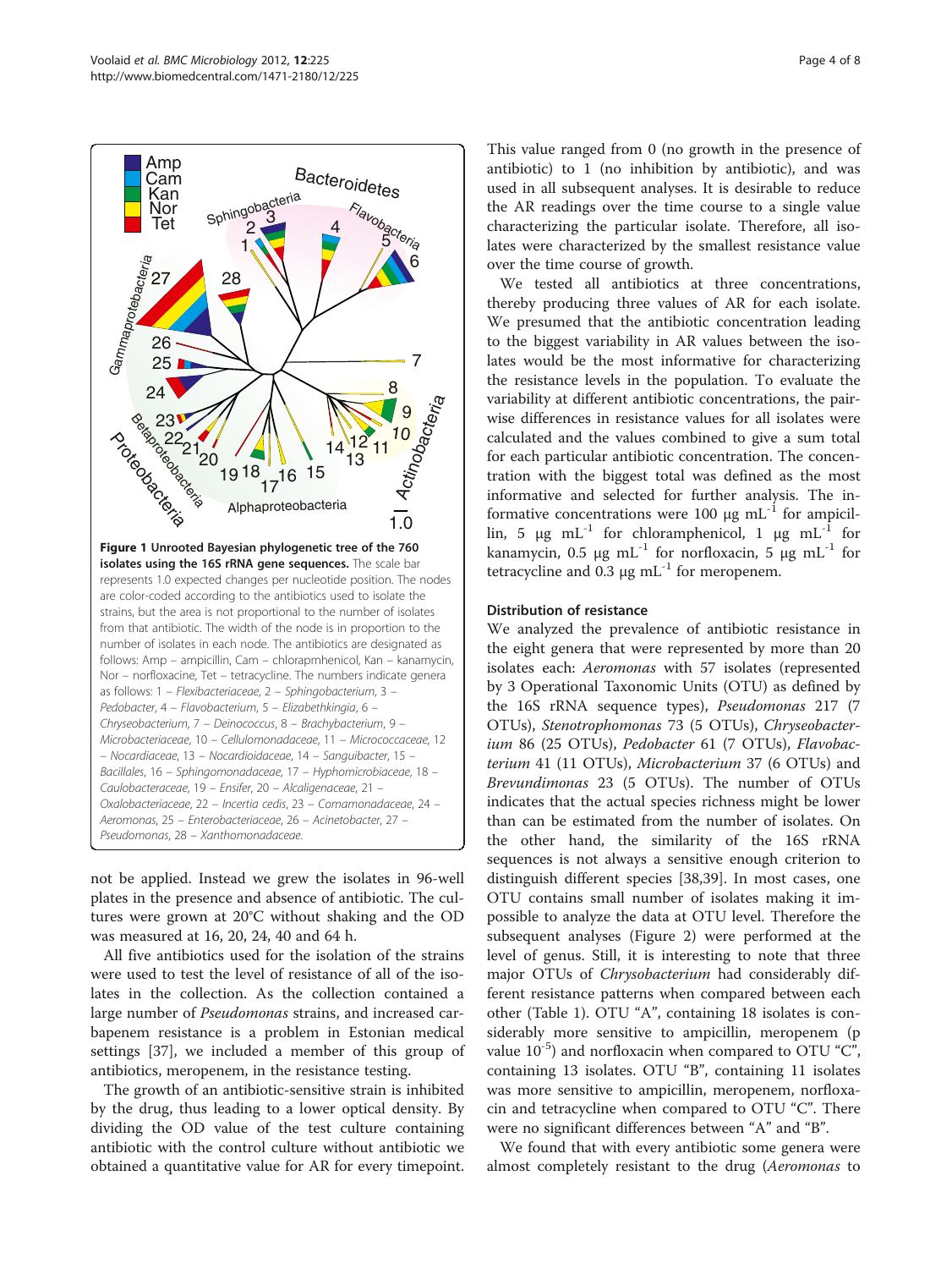**Figure 1 Unrooted Bayesian phylogenetic tree of the 760 isolates using the 16S rRNA gene sequences.** The scale bar represents 1.0 expected changes per nucleotide position. The nodes are color-coded according to the antibiotics used to isolate the strains, but the area is not proportional to the number of isolates from that antibiotic. The width of the node is in proportion to the number of isolates in each node. The antibiotics are designated as follows: Amp – ampicillin, Cam – chloramphenicol, Kan – kanamycin, Nor – norfloxacine, Tet – tetracycline. The numbers indicate genera as follows: 1 – *Flexibacteriaceae*, 2 – *Sphingobacterium*, 3 – *Pedobacter*, 4 – *Flavobacterium*, 5 – *Elizabethkingia*, 6 – *Chryseobacterium*, 7 – *Deinococcus*, 8 – *Brachybacterium*, 9 – *Microbacteriaceae*, 10 – *Cellulomonadaceae*, 11 – *Micrococcaceae*, 12 – *Nocardiaceae*, 13 – *Nocardioidaceae*, 14 – *Sanguibacter*, 15 – *Bacillales*, 16 – *Sphingomonadaceae*, 17 – *Hyphomicrobiaceae*, 18 – *Caulobacteraceae*, 19 – *Ensifer*, 20 – *Alcaligenaceae*, 21 – *Oxalobacteriaceae*, 22 – *Incertia cedis*, 23 – *Comamonadaceae*, 24 – *Aeromonas*, 25 – *Enterobacteriaceae*, 26 – *Acinetobacter*, 27 – *Pseudomonas*, 28 – *Xanthomonadaceae*.

not be applied. Instead we grew the isolates in 96-well plates in the presence and absence of antibiotic. The cultures were grown at 20°C without shaking and the OD was measured at 16, 20, 24, 40 and 64 h.

All five antibiotics used for the isolation of the strains were used to test the level of resistance of all of the isolates in the collection. As the collection contained a large number of *Pseudomonas* strains, and increased carbapenem resistance is a problem in Estonian medical settings [37], we included a member of this group of antibiotics, meropenem, in the resistance testing.

The growth of an antibiotic-sensitive strain is inhibited by the drug, thus leading to a lower optical density. By dividing the OD value of the test culture containing antibiotic with the control culture without antibiotic we obtained a quantitative value for AR for every timepoint. This value ranged from 0 (no growth in the presence of antibiotic) to 1 (no inhibition by antibiotic), and was used in all subsequent analyses. It is desirable to reduce the AR readings over the time course to a single value characterizing the particular isolate. Therefore, all isolates were characterized by the smallest resistance value over the time course of growth.

We tested all antibiotics at three concentrations, thereby producing three values of AR for each isolate. We presumed that the antibiotic concentration leading to the biggest variability in AR values between the isolates would be the most informative for characterizing the resistance levels in the population. To evaluate the variability at different antibiotic concentrations, the pairwise differences in resistance values for all isolates were calculated and the values combined to give a sum total for each particular antibiotic concentration. The concentration with the biggest total was defined as the most informative and selected for further analysis. The informative concentrations were 100 μg mL$^{-1}$ for ampicillin, 5 μg mL$^{-1}$ for chloramphenicol, 1 μg mL$^{-1}$ for kanamycin, 0.5 μg mL$^{-1}$ for norfloxacin, 5 μg mL$^{-1}$ for tetracycline and 0.3 μg mL$^{-1}$ for meropenem.

### Distribution of resistance

We analyzed the prevalence of antibiotic resistance in the eight genera that were represented by more than 20 isolates each: *Aeromonas* with 57 isolates (represented by 3 Operational Taxonomic Units (OTU) as defined by the 16S rRNA sequence types), *Pseudomonas* 217 (7 OTUs), *Stenotrophomonas* 73 (5 OTUs), *Chryseobacterium* 86 (25 OTUs), *Pedobacter* 61 (7 OTUs), *Flavobacterium* 41 (11 OTUs), *Microbacterium* 37 (6 OTUs) and *Brevundimonas* 23 (5 OTUs). The number of OTUs indicates that the actual species richness might be lower than can be estimated from the number of isolates. On the other hand, the similarity of the 16S rRNA sequences is not always a sensitive enough criterion to distinguish different species [38,39]. In most cases, one OTU contains small number of isolates making it impossible to analyze the data at OTU level. Therefore the subsequent analyses (Figure 2) were performed at the level of genus. Still, it is interesting to note that three major OTUs of *Chrysobacterium* had considerably different resistance patterns when compared between each other (Table 1). OTU "A", containing 18 isolates is considerably more sensitive to ampicillin, meropenem (p value $10^{-5}$) and norfloxacin when compared to OTU "C", containing 13 isolates. OTU "B", containing 11 isolates was more sensitive to ampicillin, meropenem, norfloxacin and tetracycline when compared to OTU "C". There were no significant differences between "A" and "B".

We found that with every antibiotic some genera were almost completely resistant to the drug (*Aeromonas* to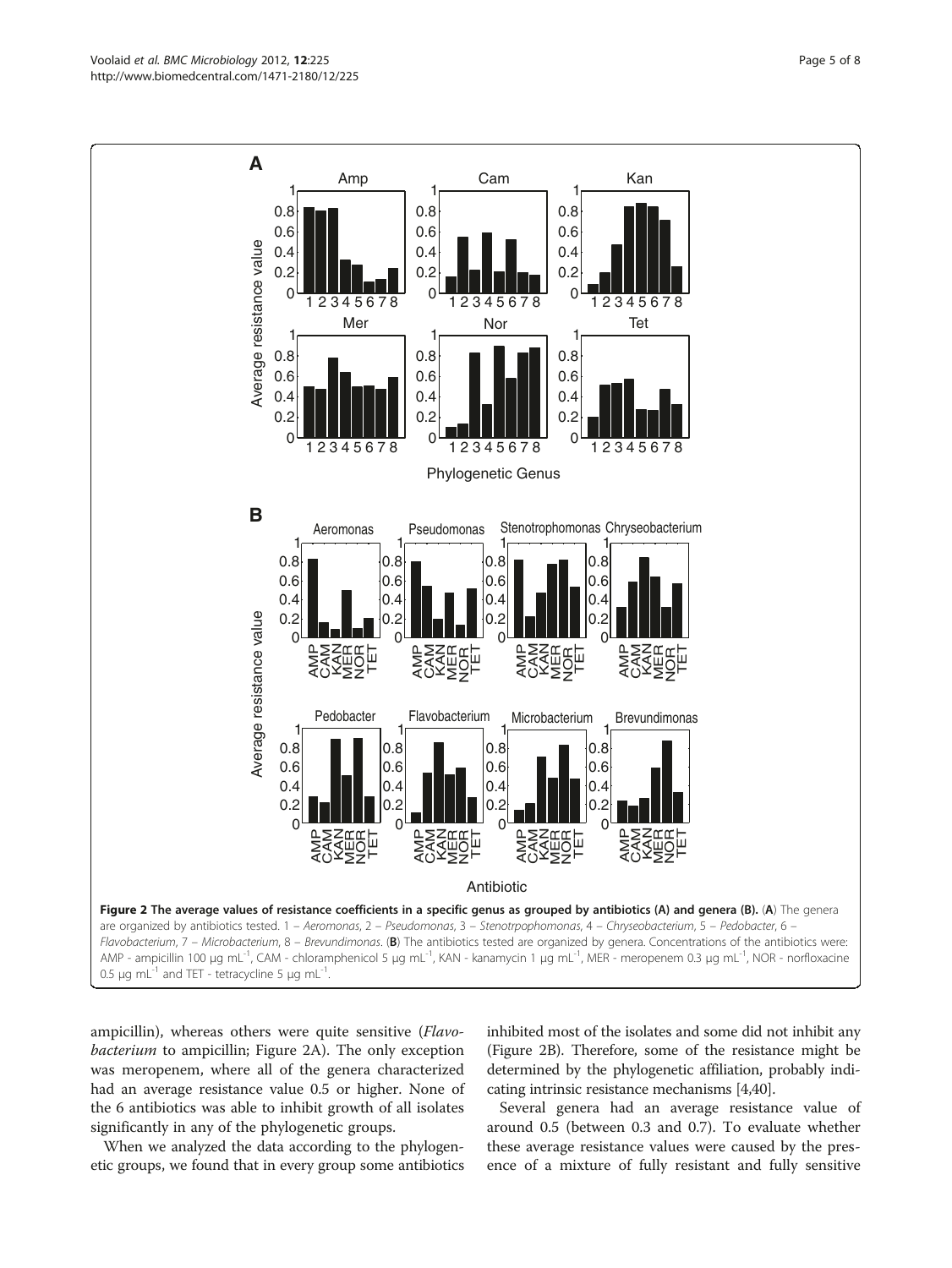**Figure 2 The average values of resistance coefficients in a specific genus as grouped by antibiotics (A) and genera (B).** (**A**) The genera are organized by antibiotics tested. 1 – *Aeromonas*, 2 – *Pseudomonas*, 3 – *Stenotrpophomonas*, 4 – *Chryseobacterium*, 5 – *Pedobacter*, 6 – *Flavobacterium*, 7 – *Microbacterium*, 8 – *Brevundimonas*. (**B**) The antibiotics tested are organized by genera. Concentrations of the antibiotics were: AMP - ampicillin 100 μg mL$^{-1}$, CAM - chloramphenicol 5 μg mL$^{-1}$, KAN - kanamycin 1 μg mL$^{-1}$, MER - meropenem 0.3 μg mL$^{-1}$, NOR - norfloxacine 0.5 μg mL$^{-1}$ and TET - tetracycline 5 μg mL$^{-1}$.

ampicillin), whereas others were quite sensitive (*Flavobacterium* to ampicillin; Figure 2A). The only exception was meropenem, where all of the genera characterized had an average resistance value 0.5 or higher. None of the 6 antibiotics was able to inhibit growth of all isolates significantly in any of the phylogenetic groups.

When we analyzed the data according to the phylogenetic groups, we found that in every group some antibiotics inhibited most of the isolates and some did not inhibit any (Figure 2B). Therefore, some of the resistance might be determined by the phylogenetic affiliation, probably indicating intrinsic resistance mechanisms [4,40].

Several genera had an average resistance value of around 0.5 (between 0.3 and 0.7). To evaluate whether these average resistance values were caused by the presence of a mixture of fully resistant and fully sensitive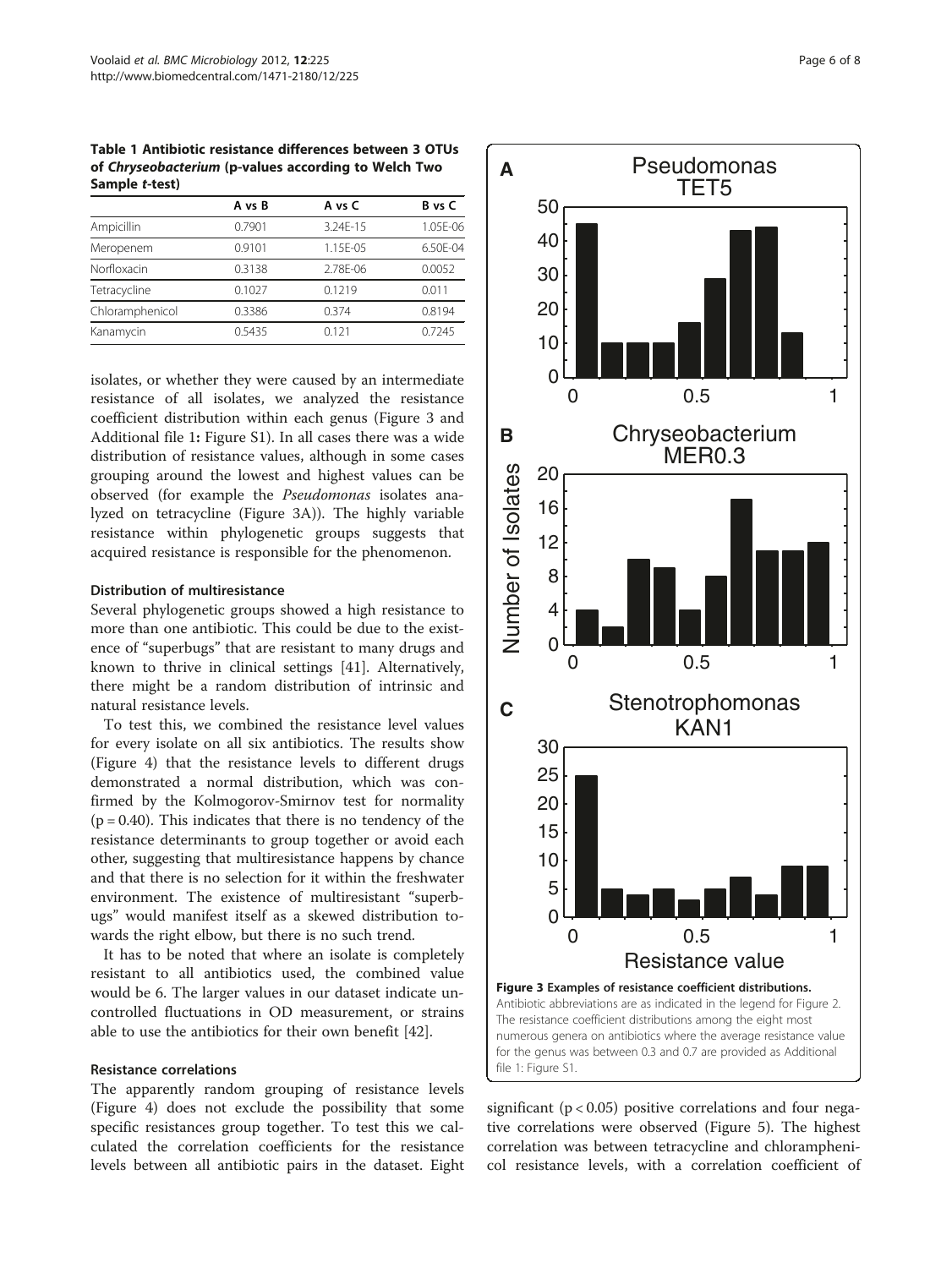**Table 1 Antibiotic resistance differences between 3 OTUs of *Chryseobacterium* (p-values according to Welch Two Sample *t*-test)**

| | A vs B | A vs C | B vs C |
|---|---|---|---|
| Ampicillin | 0.7901 | 3.24E-15 | 1.05E-06 |
| Meropenem | 0.9101 | 1.15E-05 | 6.50E-04 |
| Norfloxacin | 0.3138 | 2.78E-06 | 0.0052 |
| Tetracycline | 0.1027 | 0.1219 | 0.011 |
| Chloramphenicol | 0.3386 | 0.374 | 0.8194 |
| Kanamycin | 0.5435 | 0.121 | 0.7245 |

isolates, or whether they were caused by an intermediate resistance of all isolates, we analyzed the resistance coefficient distribution within each genus (Figure 3 and Additional file 1: Figure S1). In all cases there was a wide distribution of resistance values, although in some cases grouping around the lowest and highest values can be observed (for example the *Pseudomonas* isolates analyzed on tetracycline (Figure 3A)). The highly variable resistance within phylogenetic groups suggests that acquired resistance is responsible for the phenomenon.

### Distribution of multiresistance

Several phylogenetic groups showed a high resistance to more than one antibiotic. This could be due to the existence of "superbugs" that are resistant to many drugs and known to thrive in clinical settings [41]. Alternatively, there might be a random distribution of intrinsic and natural resistance levels.

To test this, we combined the resistance level values for every isolate on all six antibiotics. The results show (Figure 4) that the resistance levels to different drugs demonstrated a normal distribution, which was confirmed by the Kolmogorov-Smirnov test for normality ($p = 0.40$). This indicates that there is no tendency of the resistance determinants to group together or avoid each other, suggesting that multiresistance happens by chance and that there is no selection for it within the freshwater environment. The existence of multiresistant "superbugs" would manifest itself as a skewed distribution towards the right elbow, but there is no such trend.

It has to be noted that where an isolate is completely resistant to all antibiotics used, the combined value would be 6. The larger values in our dataset indicate uncontrolled fluctuations in OD measurement, or strains able to use the antibiotics for their own benefit [42].

### Resistance correlations

The apparently random grouping of resistance levels (Figure 4) does not exclude the possibility that some specific resistances group together. To test this we calculated the correlation coefficients for the resistance levels between all antibiotic pairs in the dataset. Eight significant ($p < 0.05$) positive correlations and four negative correlations were observed (Figure 5). The highest correlation was between tetracycline and chloramphenicol resistance levels, with a correlation coefficient of

**Figure 3 Examples of resistance coefficient distributions.** Antibiotic abbreviations are as indicated in the legend for Figure 2. The resistance coefficient distributions among the eight most numerous genera on antibiotics where the average resistance value for the genus was between 0.3 and 0.7 are provided as Additional file 1: Figure S1.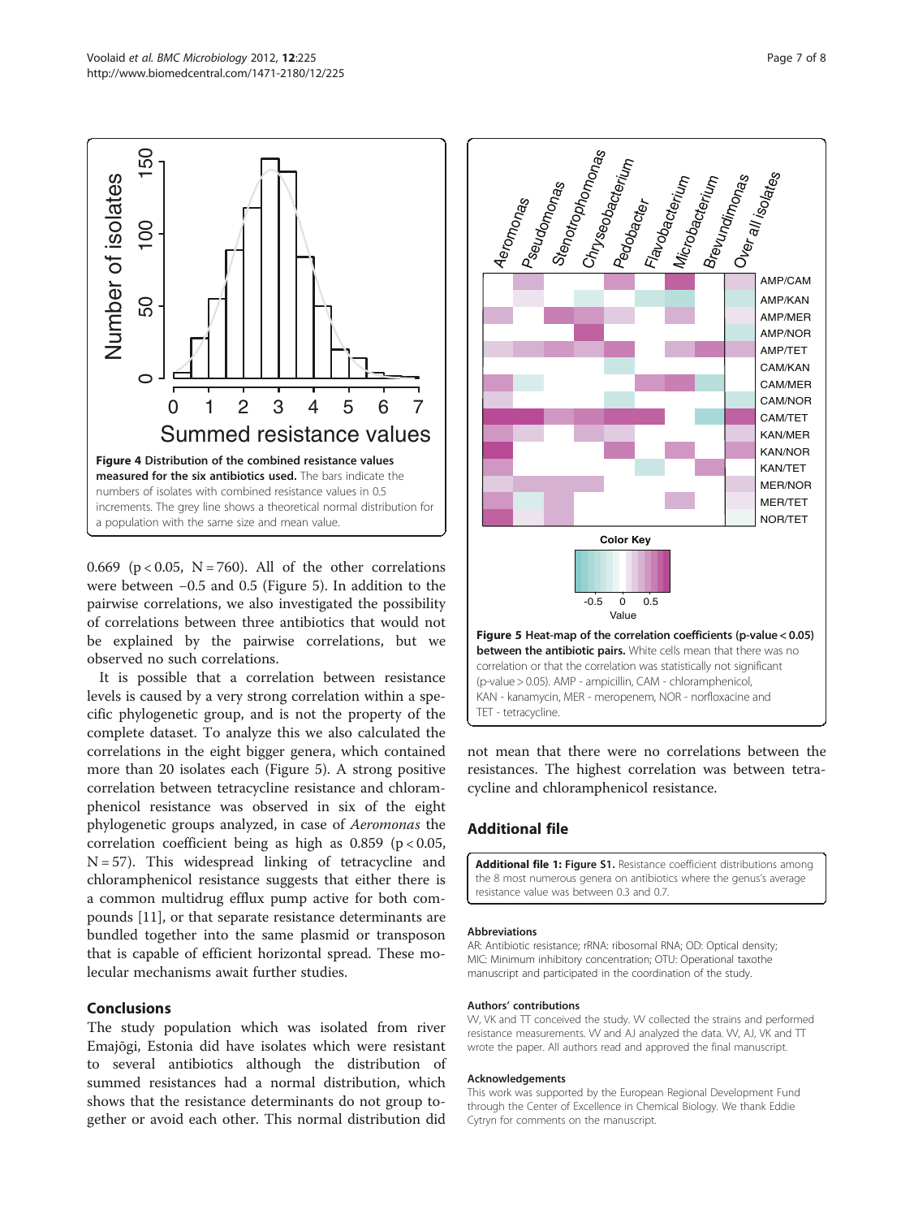**Figure 4 Distribution of the combined resistance values measured for the six antibiotics used.** The bars indicate the numbers of isolates with combined resistance values in 0.5 increments. The grey line shows a theoretical normal distribution for a population with the same size and mean value.

0.669 ($p < 0.05$, $N = 760$). All of the other correlations were between −0.5 and 0.5 (Figure 5). In addition to the pairwise correlations, we also investigated the possibility of correlations between three antibiotics that would not be explained by the pairwise correlations, but we observed no such correlations.

It is possible that a correlation between resistance levels is caused by a very strong correlation within a specific phylogenetic group, and is not the property of the complete dataset. To analyze this we also calculated the correlations in the eight bigger genera, which contained more than 20 isolates each (Figure 5). A strong positive correlation between tetracycline resistance and chloramphenicol resistance was observed in six of the eight phylogenetic groups analyzed, in case of *Aeromonas* the correlation coefficient being as high as 0.859 ($p < 0.05$, $N = 57$). This widespread linking of tetracycline and chloramphenicol resistance suggests that either there is a common multidrug efflux pump active for both compounds [11], or that separate resistance determinants are bundled together into the same plasmid or transposon that is capable of efficient horizontal spread. These molecular mechanisms await further studies.

**Figure 5 Heat-map of the correlation coefficients (p-value < 0.05) between the antibiotic pairs.** White cells mean that there was no correlation or that the correlation was statistically not significant (p-value > 0.05). AMP - ampicillin, CAM - chloramphenicol, KAN - kanamycin, MER - meropenem, NOR - norfloxacine and TET - tetracycline.

## Conclusions

The study population which was isolated from river Emajõgi, Estonia did have isolates which were resistant to several antibiotics although the distribution of summed resistances had a normal distribution, which shows that the resistance determinants do not group together or avoid each other. This normal distribution did not mean that there were no correlations between the resistances. The highest correlation was between tetracycline and chloramphenicol resistance.

## Additional file

**Additional file 1: Figure S1.** Resistance coefficient distributions among the 8 most numerous genera on antibiotics where the genus's average resistance value was between 0.3 and 0.7.

### Abbreviations

AR: Antibiotic resistance; rRNA: ribosomal RNA; OD: Optical density; MIC: Minimum inhibitory concentration; OTU: Operational taxothe manuscript and participated in the coordination of the study.

### Authors' contributions

VV, VK and TT conceived the study. VV collected the strains and performed resistance measurements. VV and AJ analyzed the data. VV, AJ, VK and TT wrote the paper. All authors read and approved the final manuscript.

### Acknowledgements

This work was supported by the European Regional Development Fund through the Center of Excellence in Chemical Biology. We thank Eddie Cytryn for comments on the manuscript.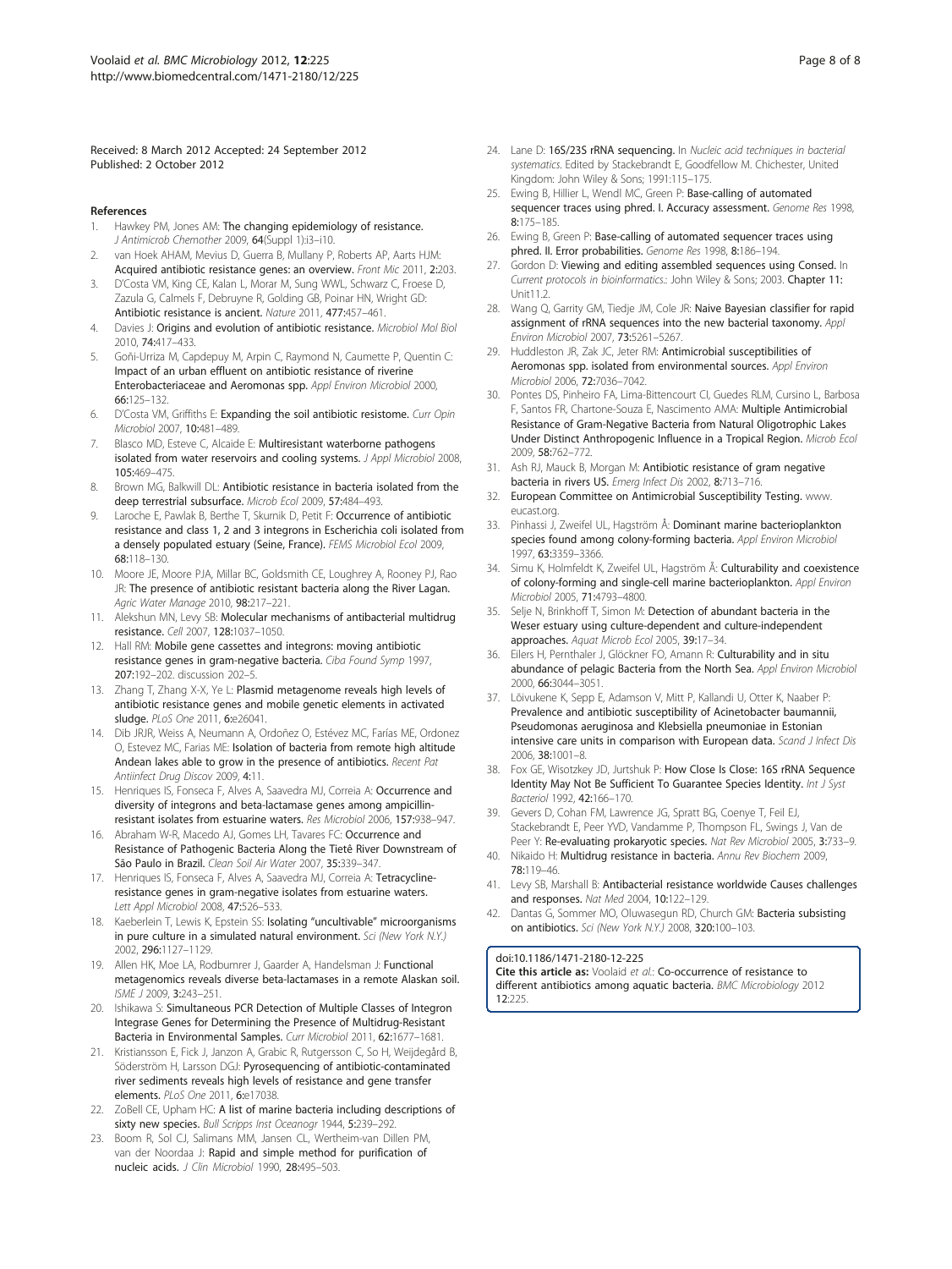Received: 8 March 2012 Accepted: 24 September 2012
Published: 2 October 2012

## References

1. Hawkey PM, Jones AM: **The changing epidemiology of resistance.** *J Antimicrob Chemother* 2009, **64**(Suppl 1):i3–i10.
2. van Hoek AHAM, Mevius D, Guerra B, Mullany P, Roberts AP, Aarts HJM: **Acquired antibiotic resistance genes: an overview.** *Front Mic* 2011, **2:**203.
3. D'Costa VM, King CE, Kalan L, Morar M, Sung WWL, Schwarz C, Froese D, Zazula G, Calmels F, Debruyne R, Golding GB, Poinar HN, Wright GD: **Antibiotic resistance is ancient.** *Nature* 2011, **477:**457–461.
4. Davies J: **Origins and evolution of antibiotic resistance.** *Microbiol Mol Biol* 2010, **74:**417–433.
5. Goñi-Urriza M, Capdepuy M, Arpin C, Raymond N, Caumette P, Quentin C: **Impact of an urban effluent on antibiotic resistance of riverine Enterobacteriaceae and Aeromonas spp.** *Appl Environ Microbiol* 2000, **66:**125–132.
6. D'Costa VM, Griffiths E: **Expanding the soil antibiotic resistome.** *Curr Opin Microbiol* 2007, **10:**481–489.
7. Blasco MD, Esteve C, Alcaide E: **Multiresistant waterborne pathogens isolated from water reservoirs and cooling systems.** *J Appl Microbiol* 2008, **105:**469–475.
8. Brown MG, Balkwill DL: **Antibiotic resistance in bacteria isolated from the deep terrestrial subsurface.** *Microb Ecol* 2009, **57:**484–493.
9. Laroche E, Pawlak B, Berthe T, Skurnik D, Petit F: **Occurrence of antibiotic resistance and class 1, 2 and 3 integrons in Escherichia coli isolated from a densely populated estuary (Seine, France).** *FEMS Microbiol Ecol* 2009, **68:**118–130.
10. Moore JE, Moore PJA, Millar BC, Goldsmith CE, Loughrey A, Rooney PJ, Rao JR: **The presence of antibiotic resistant bacteria along the River Lagan.** *Agric Water Manage* 2010, **98:**217–221.
11. Alekshun MN, Levy SB: **Molecular mechanisms of antibacterial multidrug resistance.** *Cell* 2007, **128:**1037–1050.
12. Hall RM: **Mobile gene cassettes and integrons: moving antibiotic resistance genes in gram-negative bacteria.** *Ciba Found Symp* 1997, **207:**192–202. discussion 202–5.
13. Zhang T, Zhang X-X, Ye L: **Plasmid metagenome reveals high levels of antibiotic resistance genes and mobile genetic elements in activated sludge.** *PLoS One* 2011, **6:**e26041.
14. Dib JRJR, Weiss A, Neumann A, Ordoñez O, Estévez MC, Farías ME, Ordonez O, Estevez MC, Farias ME: **Isolation of bacteria from remote high altitude Andean lakes able to grow in the presence of antibiotics.** *Recent Pat Antiinfect Drug Discov* 2009, **4:**11.
15. Henriques IS, Fonseca F, Alves A, Saavedra MJ, Correia A: **Occurrence and diversity of integrons and beta-lactamase genes among ampicillin-resistant isolates from estuarine waters.** *Res Microbiol* 2006, **157:**938–947.
16. Abraham W-R, Macedo AJ, Gomes LH, Tavares FC: **Occurrence and Resistance of Pathogenic Bacteria Along the Tietê River Downstream of São Paulo in Brazil.** *Clean Soil Air Water* 2007, **35:**339–347.
17. Henriques IS, Fonseca F, Alves A, Saavedra MJ, Correia A: **Tetracycline-resistance genes in gram-negative isolates from estuarine waters.** *Lett Appl Microbiol* 2008, **47:**526–533.
18. Kaeberlein T, Lewis K, Epstein SS: **Isolating "uncultivable" microorganisms in pure culture in a simulated natural environment.** *Sci (New York N.Y.)* 2002, **296:**1127–1129.
19. Allen HK, Moe LA, Rodbumrer J, Gaarder A, Handelsman J: **Functional metagenomics reveals diverse beta-lactamases in a remote Alaskan soil.** *ISME J* 2009, **3:**243–251.
20. Ishikawa S: **Simultaneous PCR Detection of Multiple Classes of Integron Integrase Genes for Determining the Presence of Multidrug-Resistant Bacteria in Environmental Samples.** *Curr Microbiol* 2011, **62:**1677–1681.
21. Kristiansson E, Fick J, Janzon A, Grabic R, Rutgersson C, So H, Weijdegård B, Söderström H, Larsson DGJ: **Pyrosequencing of antibiotic-contaminated river sediments reveals high levels of resistance and gene transfer elements.** *PLoS One* 2011, **6:**e17038.
22. ZoBell CE, Upham HC: **A list of marine bacteria including descriptions of sixty new species.** *Bull Scripps Inst Oceanogr* 1944, **5:**239–292.
23. Boom R, Sol CJ, Salimans MM, Jansen CL, Wertheim-van Dillen PM, van der Noordaa J: **Rapid and simple method for purification of nucleic acids.** *J Clin Microbiol* 1990, **28:**495–503.
24. Lane D: **16S/23S rRNA sequencing.** In *Nucleic acid techniques in bacterial systematics.* Edited by Stackebrandt E, Goodfellow M. Chichester, United Kingdom: John Wiley & Sons; 1991:115–175.
25. Ewing B, Hillier L, Wendl MC, Green P: **Base-calling of automated sequencer traces using phred. I. Accuracy assessment.** *Genome Res* 1998, **8:**175–185.
26. Ewing B, Green P: **Base-calling of automated sequencer traces using phred. II. Error probabilities.** *Genome Res* 1998, **8:**186–194.
27. Gordon D: **Viewing and editing assembled sequences using Consed.** In *Current protocols in bioinformatics.*: John Wiley & Sons; 2003. **Chapter 11:** Unit11.2.
28. Wang Q, Garrity GM, Tiedje JM, Cole JR: **Naive Bayesian classifier for rapid assignment of rRNA sequences into the new bacterial taxonomy.** *Appl Environ Microbiol* 2007, **73:**5261–5267.
29. Huddleston JR, Zak JC, Jeter RM: **Antimicrobial susceptibilities of Aeromonas spp. isolated from environmental sources.** *Appl Environ Microbiol* 2006, **72:**7036–7042.
30. Pontes DS, Pinheiro FA, Lima-Bittencourt CI, Guedes RLM, Cursino L, Barbosa F, Santos FR, Chartone-Souza E, Nascimento AMA: **Multiple Antimicrobial Resistance of Gram-Negative Bacteria from Natural Oligotrophic Lakes Under Distinct Anthropogenic Influence in a Tropical Region.** *Microb Ecol* 2009, **58:**762–772.
31. Ash RJ, Mauck B, Morgan M: **Antibiotic resistance of gram negative bacteria in rivers US.** *Emerg Infect Dis* 2002, **8:**713–716.
32. **European Committee on Antimicrobial Susceptibility Testing.** www.eucast.org.
33. Pinhassi J, Zweifel UL, Hagström Å: **Dominant marine bacterioplankton species found among colony-forming bacteria.** *Appl Environ Microbiol* 1997, **63:**3359–3366.
34. Simu K, Holmfeldt K, Zweifel UL, Hagström Å: **Culturability and coexistence of colony-forming and single-cell marine bacterioplankton.** *Appl Environ Microbiol* 2005, **71:**4793–4800.
35. Selje N, Brinkhoff T, Simon M: **Detection of abundant bacteria in the Weser estuary using culture-dependent and culture-independent approaches.** *Aquat Microb Ecol* 2005, **39:**17–34.
36. Eilers H, Pernthaler J, Glöckner FO, Amann R: **Culturability and in situ abundance of pelagic Bacteria from the North Sea.** *Appl Environ Microbiol* 2000, **66:**3044–3051.
37. Lõivukene K, Sepp E, Adamson V, Mitt P, Kallandi U, Otter K, Naaber P: **Prevalence and antibiotic susceptibility of Acinetobacter baumannii, Pseudomonas aeruginosa and Klebsiella pneumoniae in Estonian intensive care units in comparison with European data.** *Scand J Infect Dis* 2006, **38:**1001–8.
38. Fox GE, Wisotzkey JD, Jurtshuk P: **How Close Is Close: 16S rRNA Sequence Identity May Not Be Sufficient To Guarantee Species Identity.** *Int J Syst Bacteriol* 1992, **42:**166–170.
39. Gevers D, Cohan FM, Lawrence JG, Spratt BG, Coenye T, Feil EJ, Stackebrandt E, Peer YVD, Vandamme P, Thompson FL, Swings J, Van de Peer Y: **Re-evaluating prokaryotic species.** *Nat Rev Microbiol* 2005, **3:**733–9.
40. Nikaido H: **Multidrug resistance in bacteria.** *Annu Rev Biochem* 2009, **78:**119–46.
41. Levy SB, Marshall B: **Antibacterial resistance worldwide Causes challenges and responses.** *Nat Med* 2004, **10:**122–129.
42. Dantas G, Sommer MO, Oluwasegun RD, Church GM: **Bacteria subsisting on antibiotics.** *Sci (New York N.Y.)* 2008, **320:**100–103.

doi:10.1186/1471-2180-12-225
**Cite this article as:** Voolaid *et al.*: Co-occurrence of resistance to different antibiotics among aquatic bacteria. *BMC Microbiology* 2012 **12**:225.